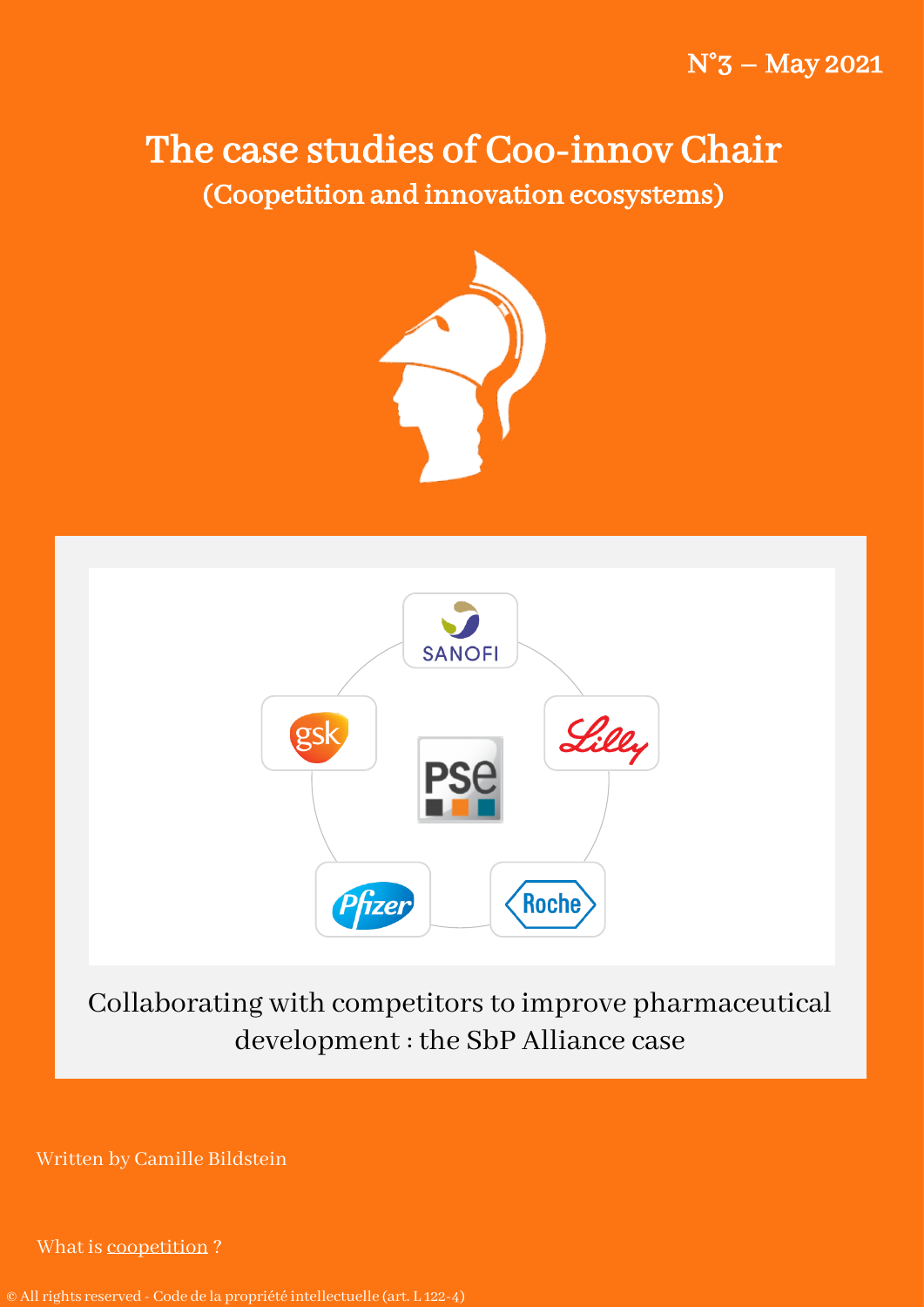N°3 – May 2021

# The case studies of Coo-innov Chair

## (Coopetition and innovation ecosystems)

Collaborating with competitors to improve pharmaceutical development : the SbP Alliance case

Written by Camille Bildstein

What is coopetition ?

© All rights reserved - Code de la propriété intellectuelle (art. L 122-4)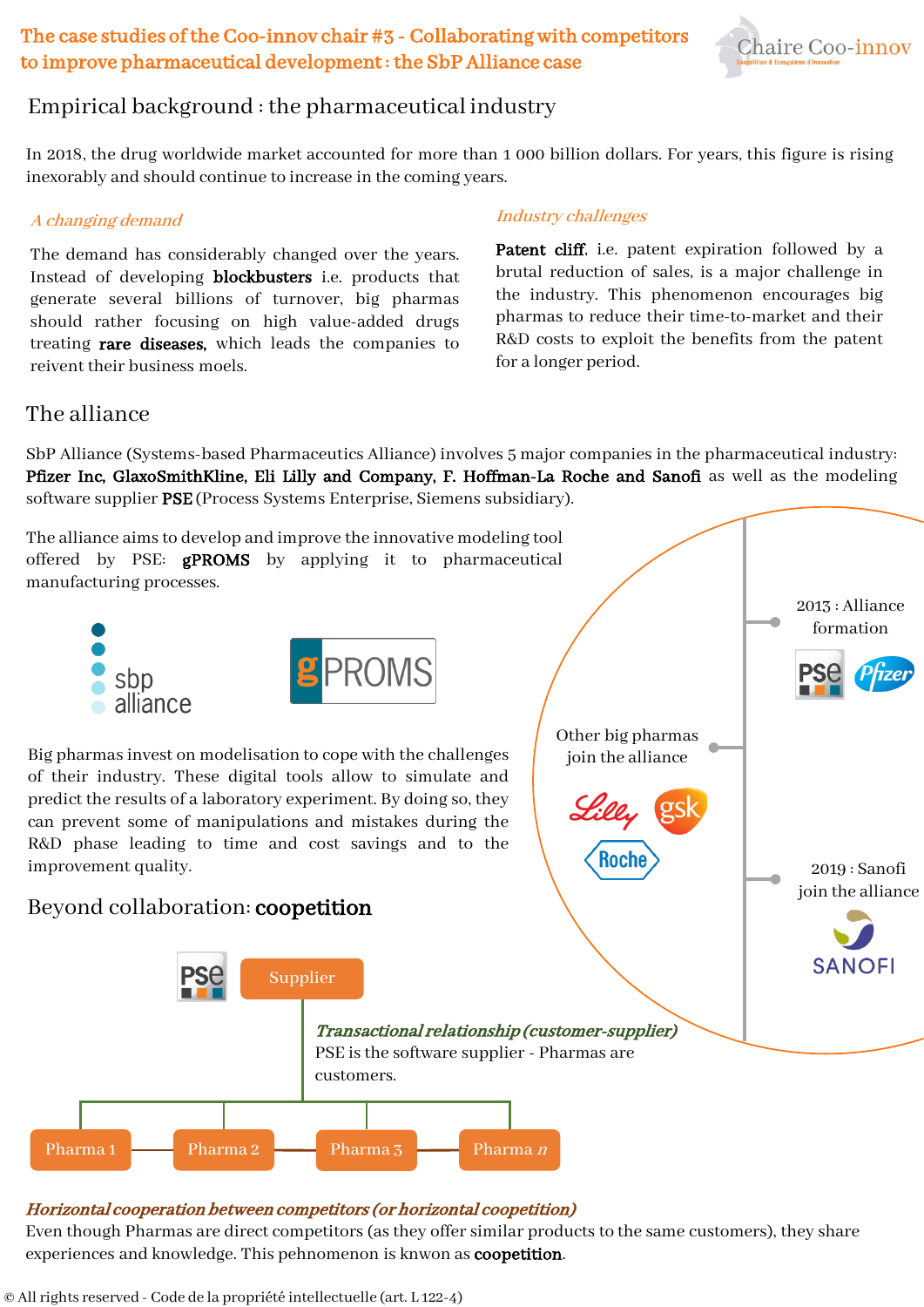# The case studies of the Coo-innov chair #3 - Collaborating with competitors to improve pharmaceutical development : the SbP Alliance case

## Empirical background : the pharmaceutical industry

In 2018, the drug worldwide market accounted for more than 1 000 billion dollars. For years, this figure is rising inexorably and should continue to increase in the coming years.

### *A changing demand*

The demand has considerably changed over the years. Instead of developing **blockbusters** i.e. products that generate several billions of turnover, big pharmas should rather focusing on high value-added drugs treating **rare diseases**, which leads the companies to reivent their business moels.

### *Industry challenges*

**Patent cliff**, i.e. patent expiration followed by a brutal reduction of sales, is a major challenge in the industry. This phenomenon encourages big pharmas to reduce their time-to-market and their R&D costs to exploit the benefits from the patent for a longer period.

## The alliance

SbP Alliance (Systems-based Pharmaceutics Alliance) involves 5 major companies in the pharmaceutical industry: **Pfizer Inc, GlaxoSmithKline, Eli Lilly and Company, F. Hoffman-La Roche and Sanofi** as well as the modeling software supplier **PSE** (Process Systems Enterprise, Siemens subsidiary).

The alliance aims to develop and improve the innovative modeling tool offered by PSE: **gPROMS** by applying it to pharmaceutical manufacturing processes.

Big pharmas invest on modelisation to cope with the challenges of their industry. These digital tools allow to simulate and predict the results of a laboratory experiment. By doing so, they can prevent some of manipulations and mistakes during the R&D phase leading to time and cost savings and to the improvement quality.

- 2013 : Alliance formation
- Other big pharmas join the alliance
- 2019 : Sanofi join the alliance

## Beyond collaboration: **coopetition**

Supplier

*Transactional relationship (customer-supplier)*
PSE is the software supplier - Pharmas are customers.

Pharma 1 — Pharma 2 — Pharma 3 — Pharma *n*

***Horizontal cooperation between competitors (or horizontal coopetition)***
Even though Pharmas are direct competitors (as they offer similar products to the same customers), they share experiences and knowledge. This pehnomenon is knwon as **coopetition**.

© All rights reserved - Code de la propriété intellectuelle (art. L 122-4)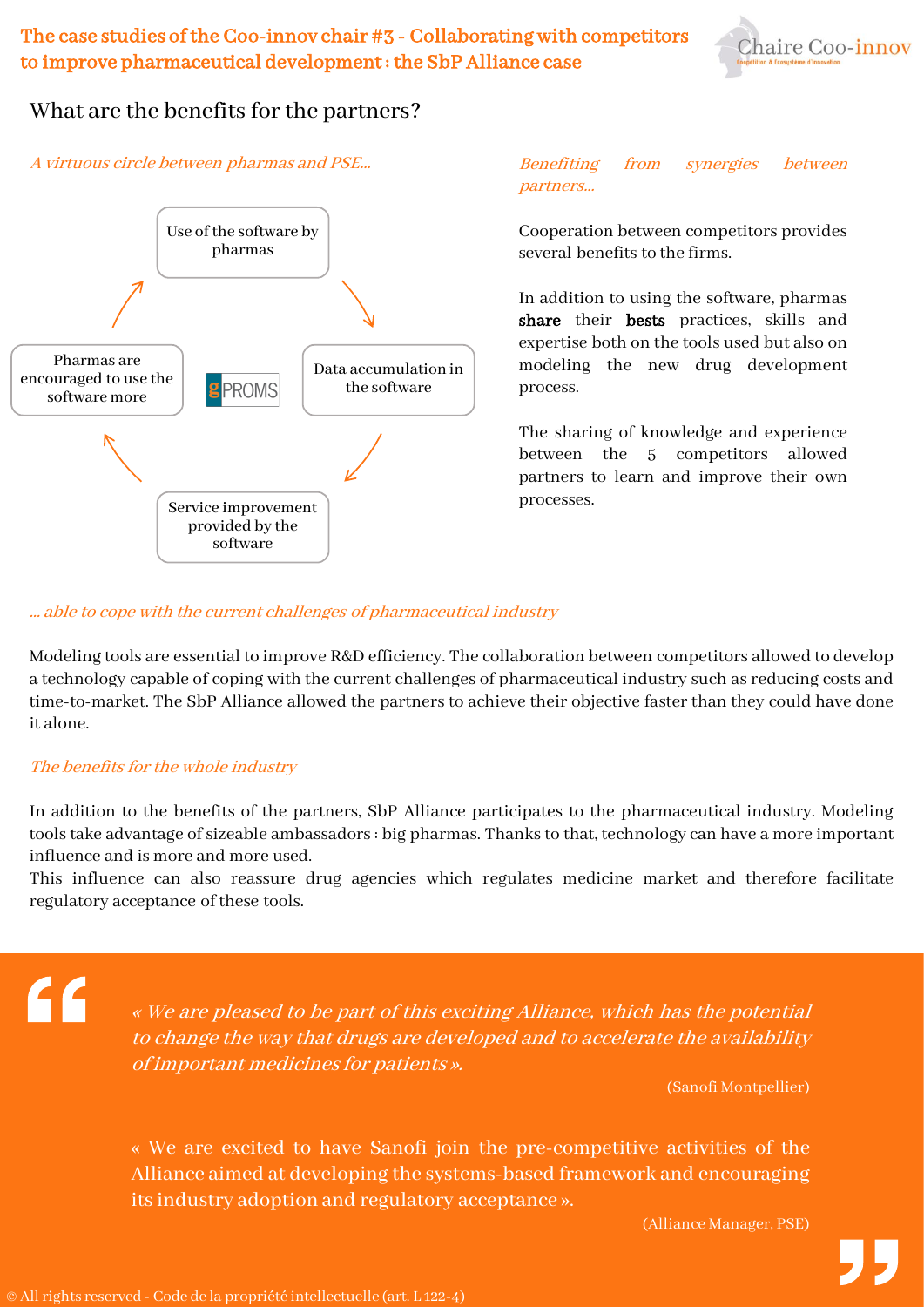## What are the benefits for the partners?

*A virtuous circle between pharmas and PSE...*

- Use of the software by pharmas
- Data accumulation in the software
- Service improvement provided by the software
- Pharmas are encouraged to use the software more

gPROMS

*Benefiting from synergies between partners...*

Cooperation between competitors provides several benefits to the firms.

In addition to using the software, pharmas **share** their **bests** practices, skills and expertise both on the tools used but also on modeling the new drug development process.

The sharing of knowledge and experience between the 5 competitors allowed partners to learn and improve their own processes.

*... able to cope with the current challenges of pharmaceutical industry*

Modeling tools are essential to improve R&D efficiency. The collaboration between competitors allowed to develop a technology capable of coping with the current challenges of pharmaceutical industry such as reducing costs and time-to-market. The SbP Alliance allowed the partners to achieve their objective faster than they could have done it alone.

*The benefits for the whole industry*

In addition to the benefits of the partners, SbP Alliance participates to the pharmaceutical industry. Modeling tools take advantage of sizeable ambassadors : big pharmas. Thanks to that, technology can have a more important influence and is more and more used.
This influence can also reassure drug agencies which regulates medicine market and therefore facilitate regulatory acceptance of these tools.

> *« We are pleased to be part of this exciting Alliance, which has the potential to change the way that drugs are developed and to accelerate the availability of important medicines for patients ».*
>
> (Sanofi Montpellier)

> « We are excited to have Sanofi join the pre-competitive activities of the Alliance aimed at developing the systems-based framework and encouraging its industry adoption and regulatory acceptance ».
>
> (Alliance Manager, PSE)

© All rights reserved - Code de la propriété intellectuelle (art. L 122-4)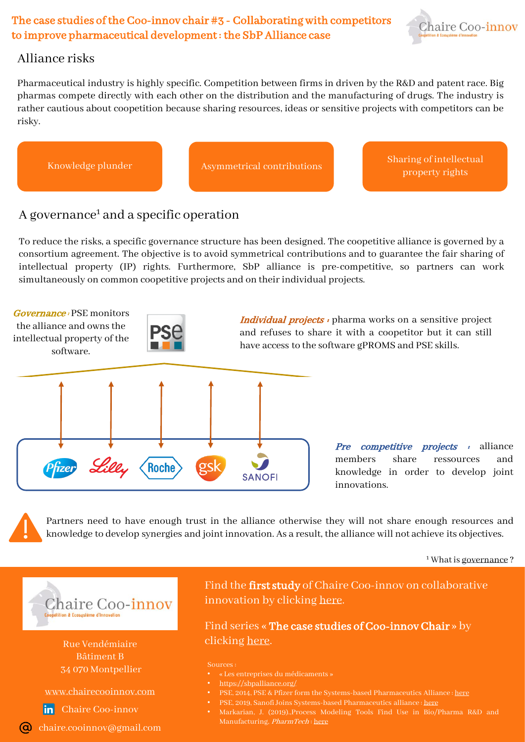## Alliance risks

Pharmaceutical industry is highly specific. Competition between firms in driven by the R&D and patent race. Big pharmas compete directly with each other on the distribution and the manufacturing of drugs. The industry is rather cautious about coopetition because sharing resources, ideas or sensitive projects with competitors can be risky.

Knowledge plunder

Asymmetrical contributions

Sharing of intellectual property rights

## A governance[1] and a specific operation

To reduce the risks, a specific governance structure has been designed. The coopetitive alliance is governed by a consortium agreement. The objective is to avoid symmetrical contributions and to guarantee the fair sharing of intellectual property (IP) rights. Furthermore, SbP alliance is pre-competitive, so partners can work simultaneously on common coopetitive projects and on their individual projects.

***Governance*** : PSE monitors the alliance and owns the intellectual property of the software.

PSE

***Individual projects*** : pharma works on a sensitive project and refuses to share it with a coopetitor but it can still have access to the software gPROMS and PSE skills.

Pfizer | Lilly | Roche | gsk | SANOFI

***Pre competitive projects*** : alliance members share ressources and knowledge in order to develop joint innovations.

Partners need to have enough trust in the alliance otherwise they will not share enough resources and knowledge to develop synergies and joint innovation. As a result, the alliance will not achieve its objectives.

[1] What is governance ?

Chaire Coo-innov
Coopétition & Ecosystème d'Innovation

Rue Vendémiaire
Bâtiment B
34 070 Montpellier

www.chairecooinnov.com

Chaire Coo-innov

chaire.cooinnov@gmail.com

Find the **first study** of Chaire Coo-innov on collaborative innovation by clicking here.

Find series « **The case studies of Coo-innov Chair** » by clicking here.

Sources :

- « Les entreprises du médicaments »
- https://sbpalliance.org/
- PSE, 2014, PSE & Pfizer form the Systems-based Pharmaceutics Alliance : here
- PSE, 2019, Sanofi Joins Systems-based Pharmaceutics alliance : here
- Markarian, J. (2019)..Process Modeling Tools Find Use in Bio/Pharma R&D and Manufacturing, *PharmTech* : here